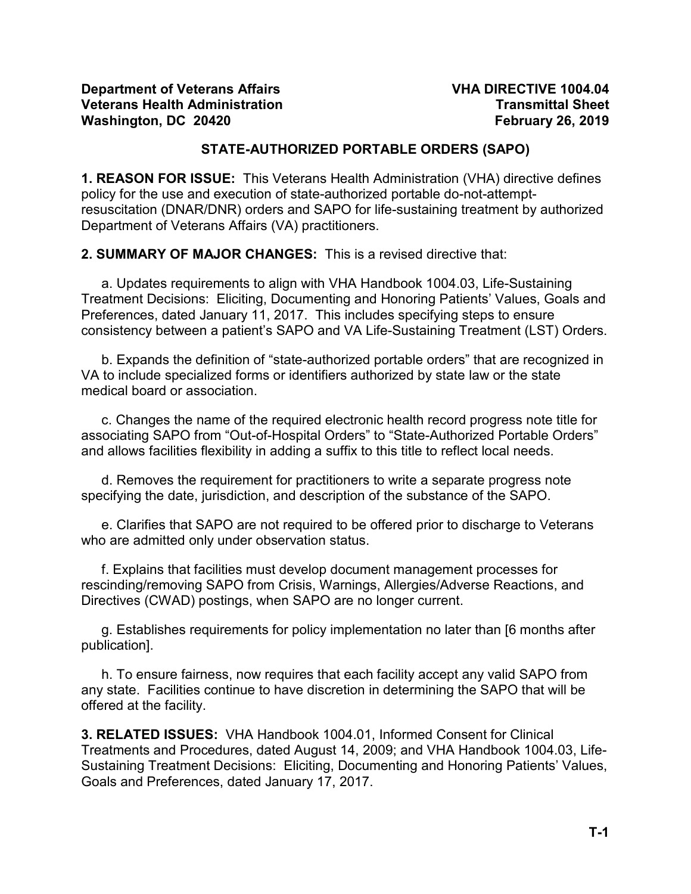**Department of Veterans Affairs**
**Veterans Health Administration**
**Washington, DC 20420**

**VHA DIRECTIVE 1004.04**
**Transmittal Sheet**
**February 26, 2019**

# STATE-AUTHORIZED PORTABLE ORDERS (SAPO)

**1. REASON FOR ISSUE:** This Veterans Health Administration (VHA) directive defines policy for the use and execution of state-authorized portable do-not-attempt-resuscitation (DNAR/DNR) orders and SAPO for life-sustaining treatment by authorized Department of Veterans Affairs (VA) practitioners.

**2. SUMMARY OF MAJOR CHANGES:** This is a revised directive that:

a. Updates requirements to align with VHA Handbook 1004.03, Life-Sustaining Treatment Decisions: Eliciting, Documenting and Honoring Patients' Values, Goals and Preferences, dated January 11, 2017. This includes specifying steps to ensure consistency between a patient's SAPO and VA Life-Sustaining Treatment (LST) Orders.

b. Expands the definition of "state-authorized portable orders" that are recognized in VA to include specialized forms or identifiers authorized by state law or the state medical board or association.

c. Changes the name of the required electronic health record progress note title for associating SAPO from "Out-of-Hospital Orders" to "State-Authorized Portable Orders" and allows facilities flexibility in adding a suffix to this title to reflect local needs.

d. Removes the requirement for practitioners to write a separate progress note specifying the date, jurisdiction, and description of the substance of the SAPO.

e. Clarifies that SAPO are not required to be offered prior to discharge to Veterans who are admitted only under observation status.

f. Explains that facilities must develop document management processes for rescinding/removing SAPO from Crisis, Warnings, Allergies/Adverse Reactions, and Directives (CWAD) postings, when SAPO are no longer current.

g. Establishes requirements for policy implementation no later than [6 months after publication].

h. To ensure fairness, now requires that each facility accept any valid SAPO from any state. Facilities continue to have discretion in determining the SAPO that will be offered at the facility.

**3. RELATED ISSUES:** VHA Handbook 1004.01, Informed Consent for Clinical Treatments and Procedures, dated August 14, 2009; and VHA Handbook 1004.03, Life-Sustaining Treatment Decisions: Eliciting, Documenting and Honoring Patients' Values, Goals and Preferences, dated January 17, 2017.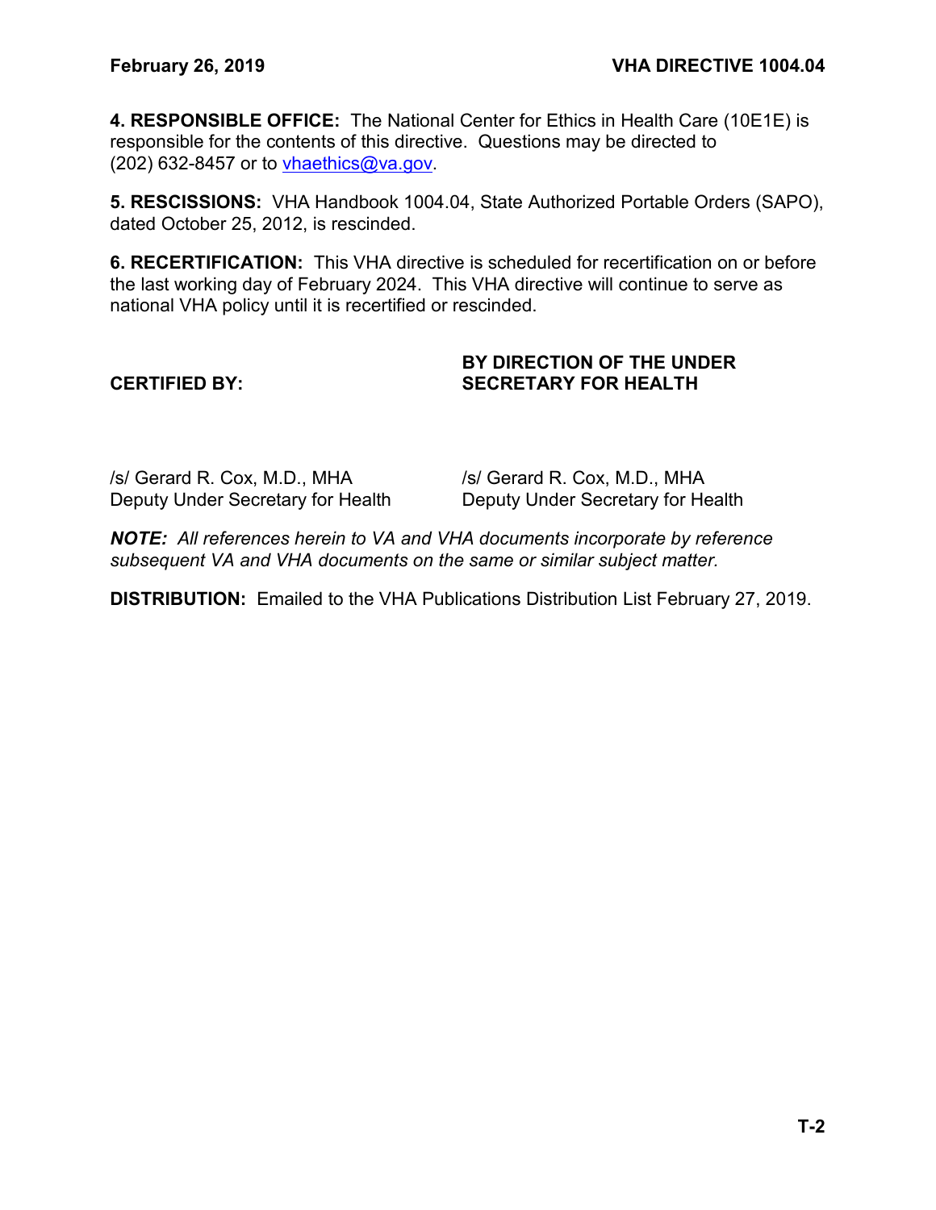**4. RESPONSIBLE OFFICE:** The National Center for Ethics in Health Care (10E1E) is responsible for the contents of this directive. Questions may be directed to (202) 632-8457 or to vhaethics@va.gov.

**5. RESCISSIONS:** VHA Handbook 1004.04, State Authorized Portable Orders (SAPO), dated October 25, 2012, is rescinded.

**6. RECERTIFICATION:** This VHA directive is scheduled for recertification on or before the last working day of February 2024. This VHA directive will continue to serve as national VHA policy until it is recertified or rescinded.

| **CERTIFIED BY:** | **BY DIRECTION OF THE UNDER SECRETARY FOR HEALTH** |
|---|---|
| /s/ Gerard R. Cox, M.D., MHA<br>Deputy Under Secretary for Health | /s/ Gerard R. Cox, M.D., MHA<br>Deputy Under Secretary for Health |

***NOTE:*** *All references herein to VA and VHA documents incorporate by reference subsequent VA and VHA documents on the same or similar subject matter.*

**DISTRIBUTION:** Emailed to the VHA Publications Distribution List February 27, 2019.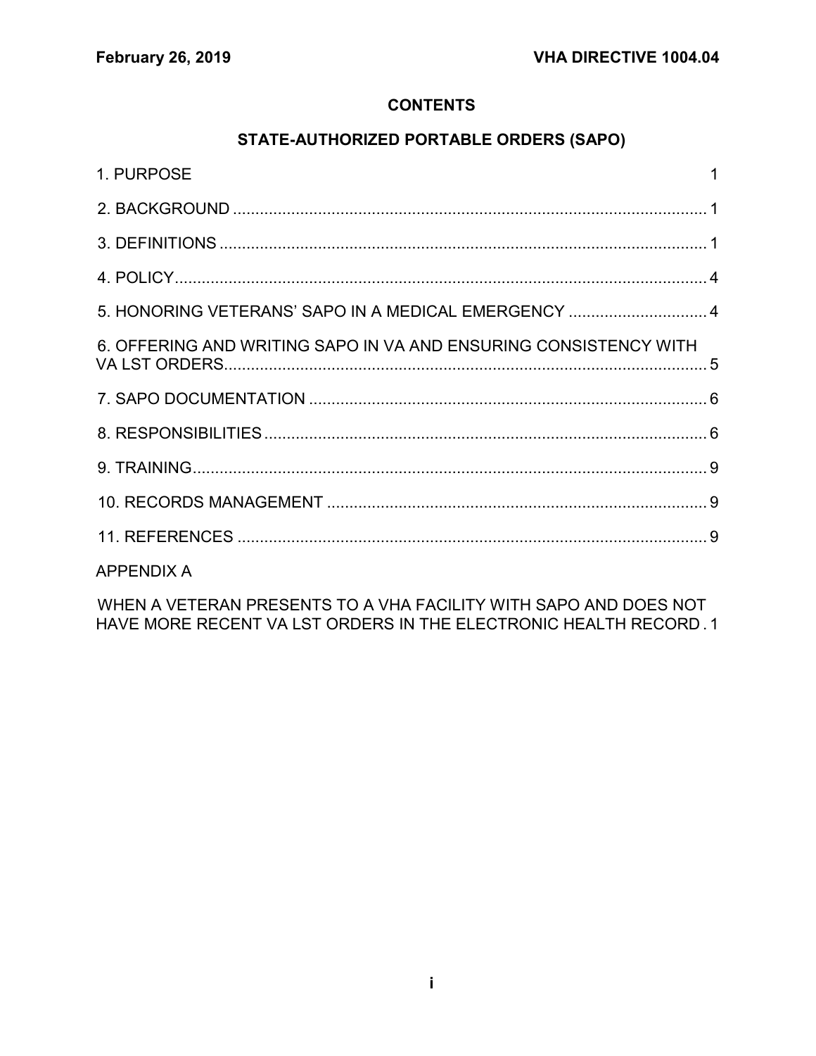## CONTENTS

## STATE-AUTHORIZED PORTABLE ORDERS (SAPO)

1. PURPOSE ........ 1

2. BACKGROUND ........ 1

3. DEFINITIONS ........ 1

4. POLICY ........ 4

5. HONORING VETERANS' SAPO IN A MEDICAL EMERGENCY ........ 4

6. OFFERING AND WRITING SAPO IN VA AND ENSURING CONSISTENCY WITH VA LST ORDERS ........ 5

7. SAPO DOCUMENTATION ........ 6

8. RESPONSIBILITIES ........ 6

9. TRAINING ........ 9

10. RECORDS MANAGEMENT ........ 9

11. REFERENCES ........ 9

APPENDIX A

WHEN A VETERAN PRESENTS TO A VHA FACILITY WITH SAPO AND DOES NOT HAVE MORE RECENT VA LST ORDERS IN THE ELECTRONIC HEALTH RECORD . 1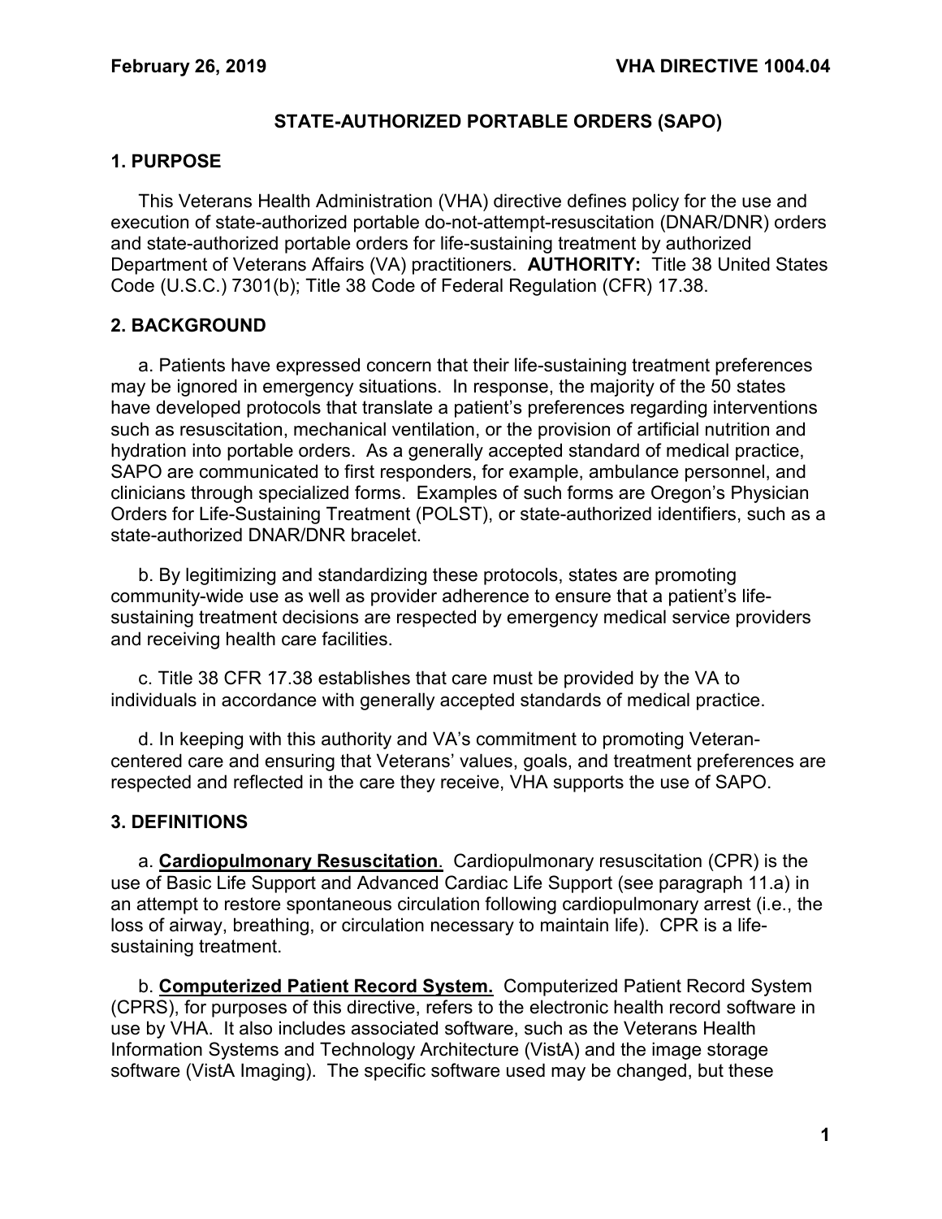## STATE-AUTHORIZED PORTABLE ORDERS (SAPO)

## 1. PURPOSE

This Veterans Health Administration (VHA) directive defines policy for the use and execution of state-authorized portable do-not-attempt-resuscitation (DNAR/DNR) orders and state-authorized portable orders for life-sustaining treatment by authorized Department of Veterans Affairs (VA) practitioners. **AUTHORITY:** Title 38 United States Code (U.S.C.) 7301(b); Title 38 Code of Federal Regulation (CFR) 17.38.

## 2. BACKGROUND

a. Patients have expressed concern that their life-sustaining treatment preferences may be ignored in emergency situations. In response, the majority of the 50 states have developed protocols that translate a patient's preferences regarding interventions such as resuscitation, mechanical ventilation, or the provision of artificial nutrition and hydration into portable orders. As a generally accepted standard of medical practice, SAPO are communicated to first responders, for example, ambulance personnel, and clinicians through specialized forms. Examples of such forms are Oregon's Physician Orders for Life-Sustaining Treatment (POLST), or state-authorized identifiers, such as a state-authorized DNAR/DNR bracelet.

b. By legitimizing and standardizing these protocols, states are promoting community-wide use as well as provider adherence to ensure that a patient's life-sustaining treatment decisions are respected by emergency medical service providers and receiving health care facilities.

c. Title 38 CFR 17.38 establishes that care must be provided by the VA to individuals in accordance with generally accepted standards of medical practice.

d. In keeping with this authority and VA's commitment to promoting Veteran-centered care and ensuring that Veterans' values, goals, and treatment preferences are respected and reflected in the care they receive, VHA supports the use of SAPO.

## 3. DEFINITIONS

a. **Cardiopulmonary Resuscitation**. Cardiopulmonary resuscitation (CPR) is the use of Basic Life Support and Advanced Cardiac Life Support (see paragraph 11.a) in an attempt to restore spontaneous circulation following cardiopulmonary arrest (i.e., the loss of airway, breathing, or circulation necessary to maintain life). CPR is a life-sustaining treatment.

b. **Computerized Patient Record System.** Computerized Patient Record System (CPRS), for purposes of this directive, refers to the electronic health record software in use by VHA. It also includes associated software, such as the Veterans Health Information Systems and Technology Architecture (VistA) and the image storage software (VistA Imaging). The specific software used may be changed, but these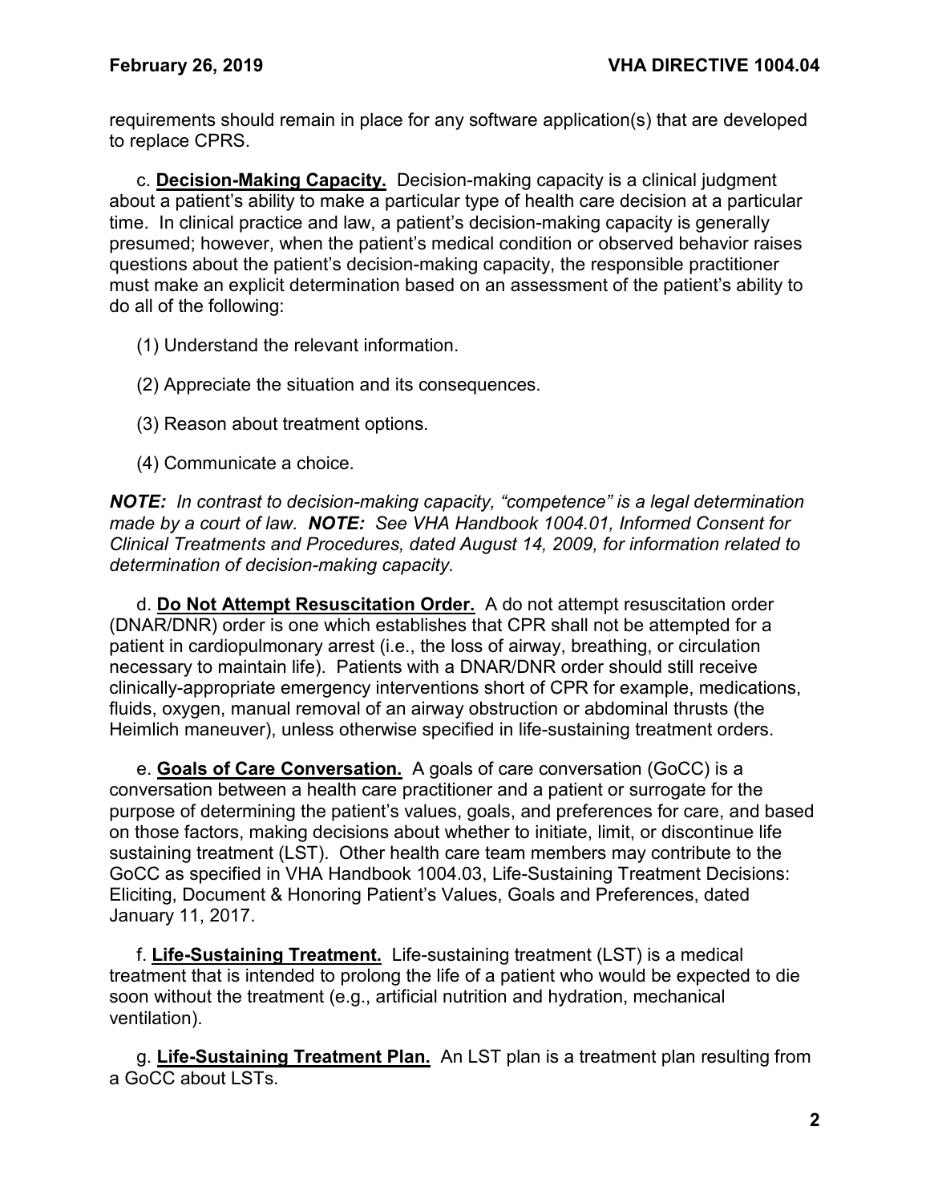requirements should remain in place for any software application(s) that are developed to replace CPRS.

c. **Decision-Making Capacity.** Decision-making capacity is a clinical judgment about a patient's ability to make a particular type of health care decision at a particular time. In clinical practice and law, a patient's decision-making capacity is generally presumed; however, when the patient's medical condition or observed behavior raises questions about the patient's decision-making capacity, the responsible practitioner must make an explicit determination based on an assessment of the patient's ability to do all of the following:

(1) Understand the relevant information.

(2) Appreciate the situation and its consequences.

(3) Reason about treatment options.

(4) Communicate a choice.

***NOTE:*** *In contrast to decision-making capacity, "competence" is a legal determination made by a court of law.* ***NOTE:*** *See VHA Handbook 1004.01, Informed Consent for Clinical Treatments and Procedures, dated August 14, 2009, for information related to determination of decision-making capacity.*

d. **Do Not Attempt Resuscitation Order.** A do not attempt resuscitation order (DNAR/DNR) order is one which establishes that CPR shall not be attempted for a patient in cardiopulmonary arrest (i.e., the loss of airway, breathing, or circulation necessary to maintain life). Patients with a DNAR/DNR order should still receive clinically-appropriate emergency interventions short of CPR for example, medications, fluids, oxygen, manual removal of an airway obstruction or abdominal thrusts (the Heimlich maneuver), unless otherwise specified in life-sustaining treatment orders.

e. **Goals of Care Conversation.** A goals of care conversation (GoCC) is a conversation between a health care practitioner and a patient or surrogate for the purpose of determining the patient's values, goals, and preferences for care, and based on those factors, making decisions about whether to initiate, limit, or discontinue life sustaining treatment (LST). Other health care team members may contribute to the GoCC as specified in VHA Handbook 1004.03, Life-Sustaining Treatment Decisions: Eliciting, Document & Honoring Patient's Values, Goals and Preferences, dated January 11, 2017.

f. **Life-Sustaining Treatment.** Life-sustaining treatment (LST) is a medical treatment that is intended to prolong the life of a patient who would be expected to die soon without the treatment (e.g., artificial nutrition and hydration, mechanical ventilation).

g. **Life-Sustaining Treatment Plan.** An LST plan is a treatment plan resulting from a GoCC about LSTs.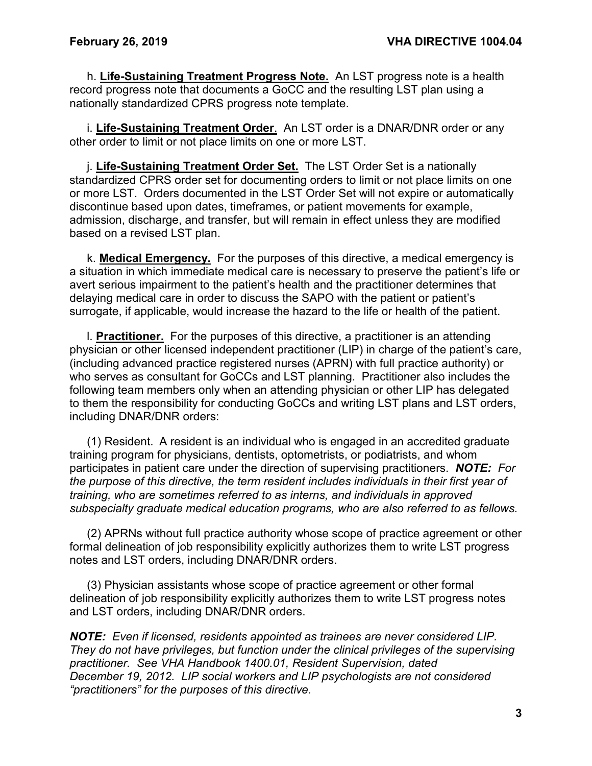h. **Life-Sustaining Treatment Progress Note.** An LST progress note is a health record progress note that documents a GoCC and the resulting LST plan using a nationally standardized CPRS progress note template.

i. **Life-Sustaining Treatment Order**. An LST order is a DNAR/DNR order or any other order to limit or not place limits on one or more LST.

j. **Life-Sustaining Treatment Order Set.** The LST Order Set is a nationally standardized CPRS order set for documenting orders to limit or not place limits on one or more LST. Orders documented in the LST Order Set will not expire or automatically discontinue based upon dates, timeframes, or patient movements for example, admission, discharge, and transfer, but will remain in effect unless they are modified based on a revised LST plan.

k. **Medical Emergency.** For the purposes of this directive, a medical emergency is a situation in which immediate medical care is necessary to preserve the patient's life or avert serious impairment to the patient's health and the practitioner determines that delaying medical care in order to discuss the SAPO with the patient or patient's surrogate, if applicable, would increase the hazard to the life or health of the patient.

l. **Practitioner.** For the purposes of this directive, a practitioner is an attending physician or other licensed independent practitioner (LIP) in charge of the patient's care, (including advanced practice registered nurses (APRN) with full practice authority) or who serves as consultant for GoCCs and LST planning. Practitioner also includes the following team members only when an attending physician or other LIP has delegated to them the responsibility for conducting GoCCs and writing LST plans and LST orders, including DNAR/DNR orders:

(1) Resident. A resident is an individual who is engaged in an accredited graduate training program for physicians, dentists, optometrists, or podiatrists, and whom participates in patient care under the direction of supervising practitioners. ***NOTE:*** *For the purpose of this directive, the term resident includes individuals in their first year of training, who are sometimes referred to as interns, and individuals in approved subspecialty graduate medical education programs, who are also referred to as fellows.*

(2) APRNs without full practice authority whose scope of practice agreement or other formal delineation of job responsibility explicitly authorizes them to write LST progress notes and LST orders, including DNAR/DNR orders.

(3) Physician assistants whose scope of practice agreement or other formal delineation of job responsibility explicitly authorizes them to write LST progress notes and LST orders, including DNAR/DNR orders.

***NOTE:*** *Even if licensed, residents appointed as trainees are never considered LIP. They do not have privileges, but function under the clinical privileges of the supervising practitioner. See VHA Handbook 1400.01, Resident Supervision, dated December 19, 2012. LIP social workers and LIP psychologists are not considered "practitioners" for the purposes of this directive.*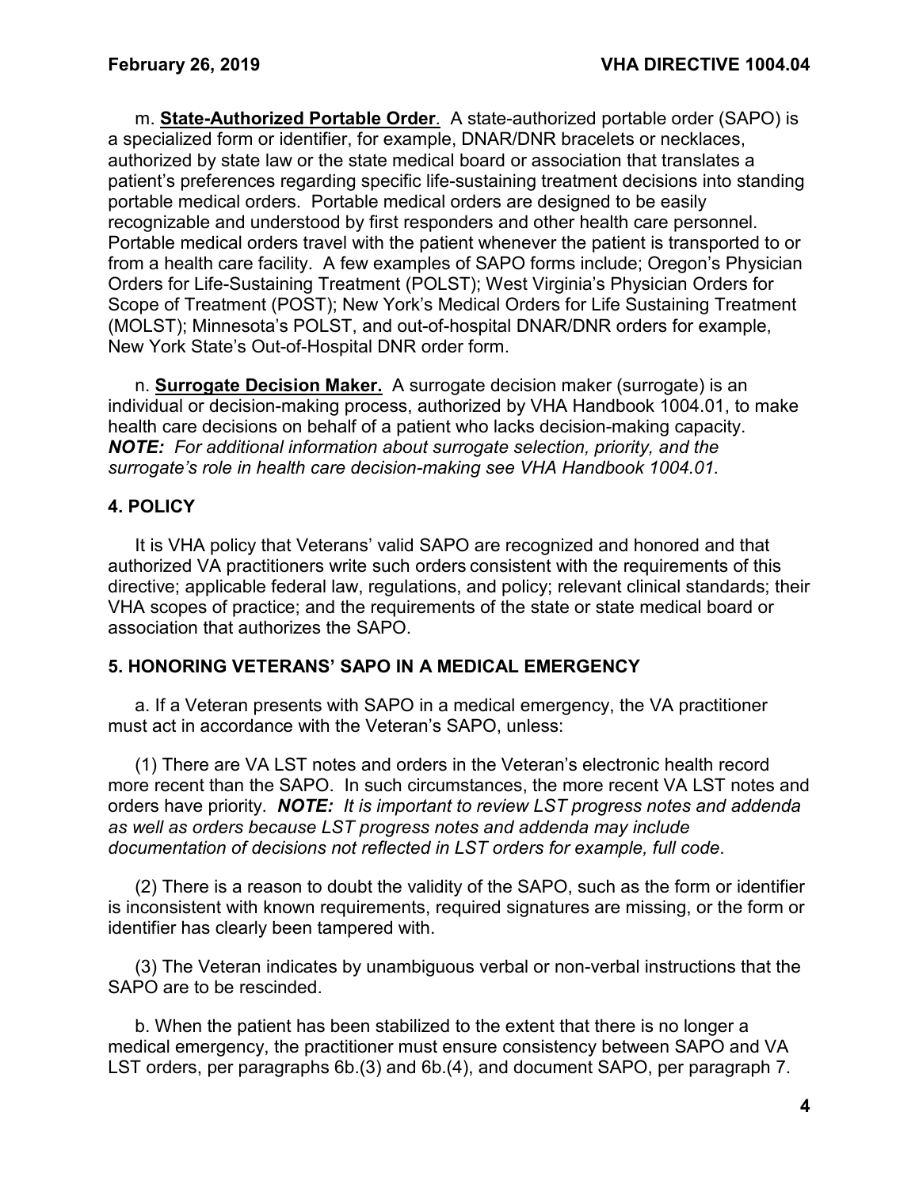m. **State-Authorized Portable Order**. A state-authorized portable order (SAPO) is a specialized form or identifier, for example, DNAR/DNR bracelets or necklaces, authorized by state law or the state medical board or association that translates a patient's preferences regarding specific life-sustaining treatment decisions into standing portable medical orders. Portable medical orders are designed to be easily recognizable and understood by first responders and other health care personnel. Portable medical orders travel with the patient whenever the patient is transported to or from a health care facility. A few examples of SAPO forms include; Oregon's Physician Orders for Life-Sustaining Treatment (POLST); West Virginia's Physician Orders for Scope of Treatment (POST); New York's Medical Orders for Life Sustaining Treatment (MOLST); Minnesota's POLST, and out-of-hospital DNAR/DNR orders for example, New York State's Out-of-Hospital DNR order form.

n. **Surrogate Decision Maker.** A surrogate decision maker (surrogate) is an individual or decision-making process, authorized by VHA Handbook 1004.01, to make health care decisions on behalf of a patient who lacks decision-making capacity. ***NOTE:*** *For additional information about surrogate selection, priority, and the surrogate's role in health care decision-making see VHA Handbook 1004.01.*

## 4. POLICY

It is VHA policy that Veterans' valid SAPO are recognized and honored and that authorized VA practitioners write such orders consistent with the requirements of this directive; applicable federal law, regulations, and policy; relevant clinical standards; their VHA scopes of practice; and the requirements of the state or state medical board or association that authorizes the SAPO.

## 5. HONORING VETERANS' SAPO IN A MEDICAL EMERGENCY

a. If a Veteran presents with SAPO in a medical emergency, the VA practitioner must act in accordance with the Veteran's SAPO, unless:

(1) There are VA LST notes and orders in the Veteran's electronic health record more recent than the SAPO. In such circumstances, the more recent VA LST notes and orders have priority. ***NOTE:*** *It is important to review LST progress notes and addenda as well as orders because LST progress notes and addenda may include documentation of decisions not reflected in LST orders for example, full code.*

(2) There is a reason to doubt the validity of the SAPO, such as the form or identifier is inconsistent with known requirements, required signatures are missing, or the form or identifier has clearly been tampered with.

(3) The Veteran indicates by unambiguous verbal or non-verbal instructions that the SAPO are to be rescinded.

b. When the patient has been stabilized to the extent that there is no longer a medical emergency, the practitioner must ensure consistency between SAPO and VA LST orders, per paragraphs 6b.(3) and 6b.(4), and document SAPO, per paragraph 7.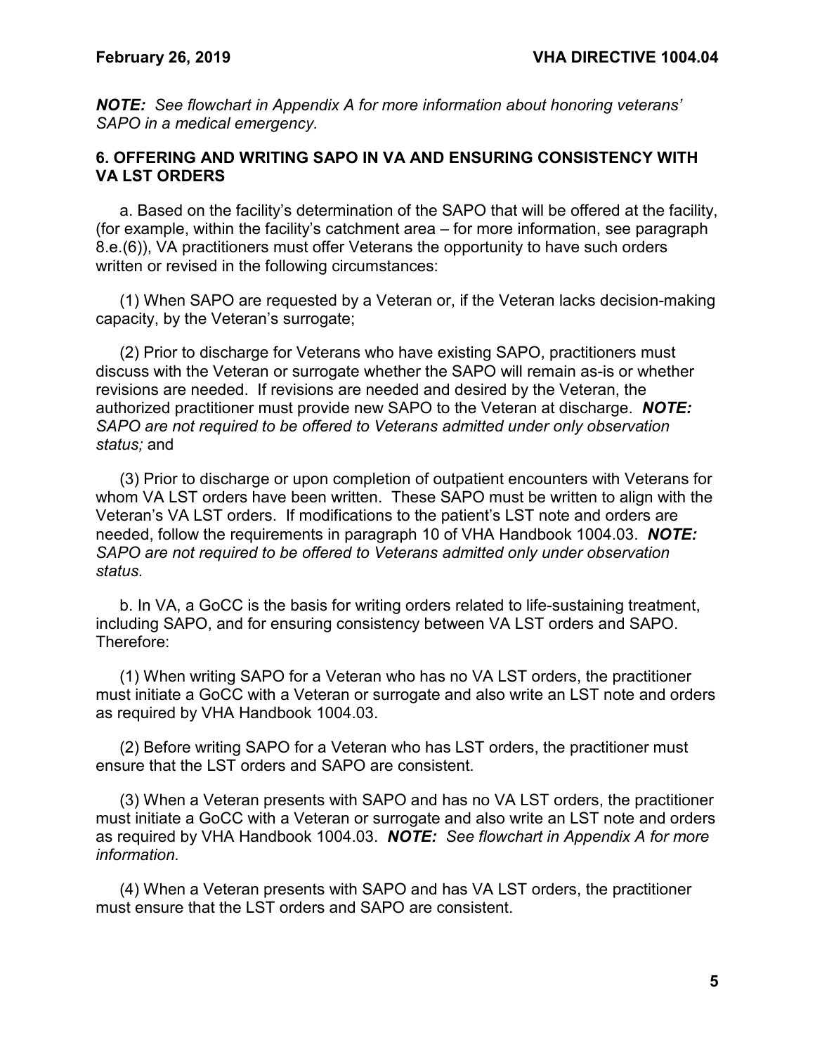***NOTE:** See flowchart in Appendix A for more information about honoring veterans' SAPO in a medical emergency.*

## 6. OFFERING AND WRITING SAPO IN VA AND ENSURING CONSISTENCY WITH VA LST ORDERS

a. Based on the facility's determination of the SAPO that will be offered at the facility, (for example, within the facility's catchment area – for more information, see paragraph 8.e.(6)), VA practitioners must offer Veterans the opportunity to have such orders written or revised in the following circumstances:

(1) When SAPO are requested by a Veteran or, if the Veteran lacks decision-making capacity, by the Veteran's surrogate;

(2) Prior to discharge for Veterans who have existing SAPO, practitioners must discuss with the Veteran or surrogate whether the SAPO will remain as-is or whether revisions are needed. If revisions are needed and desired by the Veteran, the authorized practitioner must provide new SAPO to the Veteran at discharge. ***NOTE:** SAPO are not required to be offered to Veterans admitted under only observation status;* and

(3) Prior to discharge or upon completion of outpatient encounters with Veterans for whom VA LST orders have been written. These SAPO must be written to align with the Veteran's VA LST orders. If modifications to the patient's LST note and orders are needed, follow the requirements in paragraph 10 of VHA Handbook 1004.03. ***NOTE:** SAPO are not required to be offered to Veterans admitted only under observation status.*

b. In VA, a GoCC is the basis for writing orders related to life-sustaining treatment, including SAPO, and for ensuring consistency between VA LST orders and SAPO. Therefore:

(1) When writing SAPO for a Veteran who has no VA LST orders, the practitioner must initiate a GoCC with a Veteran or surrogate and also write an LST note and orders as required by VHA Handbook 1004.03.

(2) Before writing SAPO for a Veteran who has LST orders, the practitioner must ensure that the LST orders and SAPO are consistent.

(3) When a Veteran presents with SAPO and has no VA LST orders, the practitioner must initiate a GoCC with a Veteran or surrogate and also write an LST note and orders as required by VHA Handbook 1004.03. ***NOTE:** See flowchart in Appendix A for more information.*

(4) When a Veteran presents with SAPO and has VA LST orders, the practitioner must ensure that the LST orders and SAPO are consistent.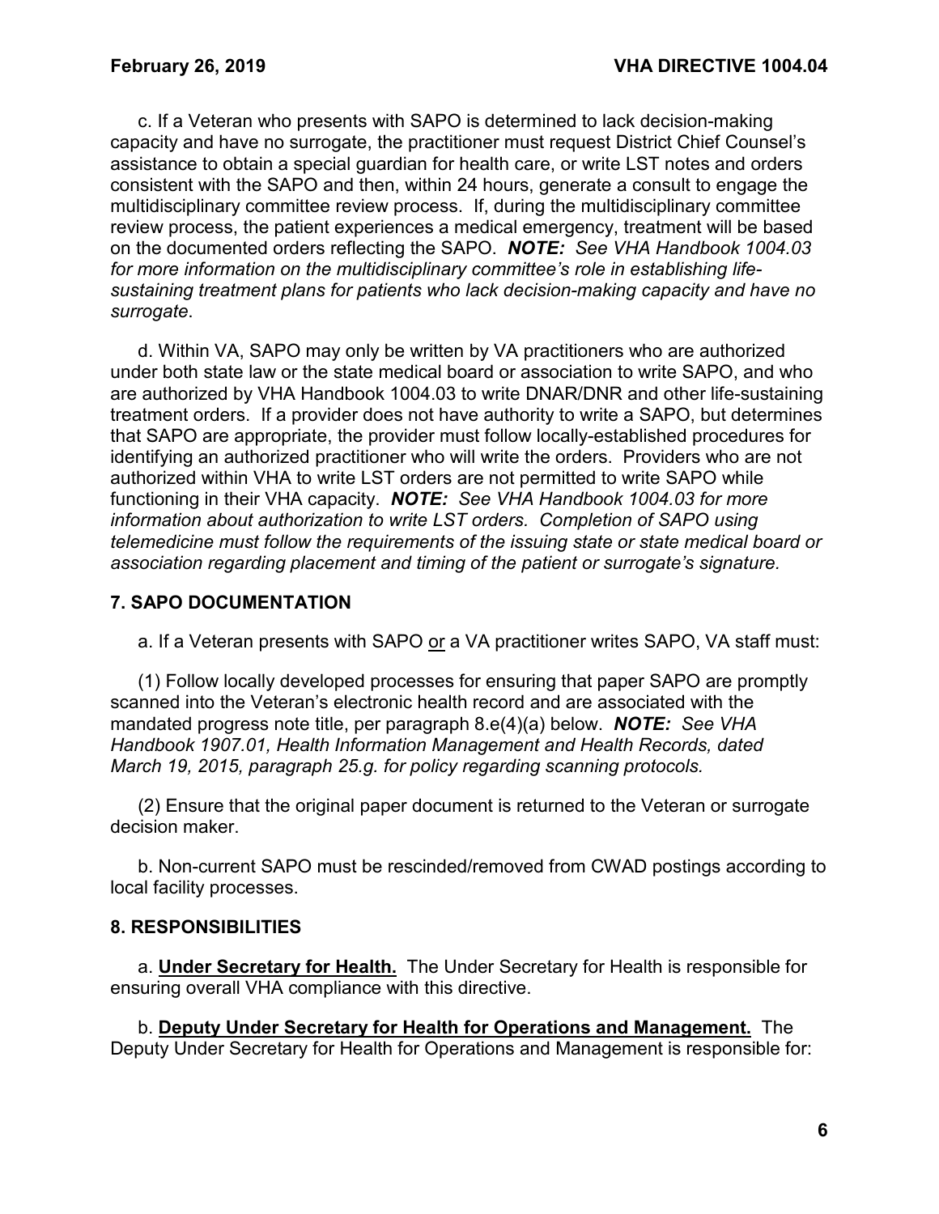c. If a Veteran who presents with SAPO is determined to lack decision-making capacity and have no surrogate, the practitioner must request District Chief Counsel's assistance to obtain a special guardian for health care, or write LST notes and orders consistent with the SAPO and then, within 24 hours, generate a consult to engage the multidisciplinary committee review process. If, during the multidisciplinary committee review process, the patient experiences a medical emergency, treatment will be based on the documented orders reflecting the SAPO. ***NOTE:*** *See VHA Handbook 1004.03 for more information on the multidisciplinary committee's role in establishing life-sustaining treatment plans for patients who lack decision-making capacity and have no surrogate*.

d. Within VA, SAPO may only be written by VA practitioners who are authorized under both state law or the state medical board or association to write SAPO, and who are authorized by VHA Handbook 1004.03 to write DNAR/DNR and other life-sustaining treatment orders. If a provider does not have authority to write a SAPO, but determines that SAPO are appropriate, the provider must follow locally-established procedures for identifying an authorized practitioner who will write the orders. Providers who are not authorized within VHA to write LST orders are not permitted to write SAPO while functioning in their VHA capacity. ***NOTE:*** *See VHA Handbook 1004.03 for more information about authorization to write LST orders. Completion of SAPO using telemedicine must follow the requirements of the issuing state or state medical board or association regarding placement and timing of the patient or surrogate's signature.*

## 7. SAPO DOCUMENTATION

a. If a Veteran presents with SAPO <u>or</u> a VA practitioner writes SAPO, VA staff must:

(1) Follow locally developed processes for ensuring that paper SAPO are promptly scanned into the Veteran's electronic health record and are associated with the mandated progress note title, per paragraph 8.e(4)(a) below. ***NOTE:*** *See VHA Handbook 1907.01, Health Information Management and Health Records, dated March 19, 2015, paragraph 25.g. for policy regarding scanning protocols.*

(2) Ensure that the original paper document is returned to the Veteran or surrogate decision maker.

b. Non-current SAPO must be rescinded/removed from CWAD postings according to local facility processes.

## 8. RESPONSIBILITIES

a. <u>**Under Secretary for Health.**</u> The Under Secretary for Health is responsible for ensuring overall VHA compliance with this directive.

b. <u>**Deputy Under Secretary for Health for Operations and Management.**</u> The Deputy Under Secretary for Health for Operations and Management is responsible for: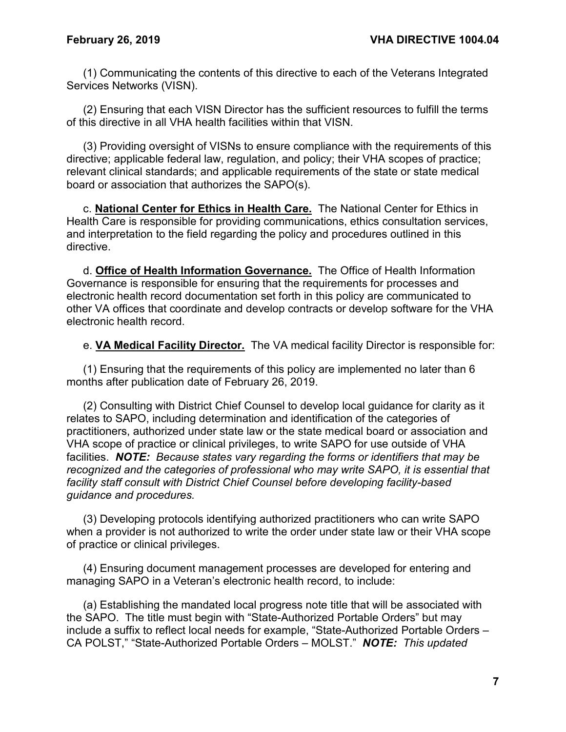(1) Communicating the contents of this directive to each of the Veterans Integrated Services Networks (VISN).

(2) Ensuring that each VISN Director has the sufficient resources to fulfill the terms of this directive in all VHA health facilities within that VISN.

(3) Providing oversight of VISNs to ensure compliance with the requirements of this directive; applicable federal law, regulation, and policy; their VHA scopes of practice; relevant clinical standards; and applicable requirements of the state or state medical board or association that authorizes the SAPO(s).

c. **National Center for Ethics in Health Care.** The National Center for Ethics in Health Care is responsible for providing communications, ethics consultation services, and interpretation to the field regarding the policy and procedures outlined in this directive.

d. **Office of Health Information Governance.** The Office of Health Information Governance is responsible for ensuring that the requirements for processes and electronic health record documentation set forth in this policy are communicated to other VA offices that coordinate and develop contracts or develop software for the VHA electronic health record.

e. **VA Medical Facility Director.** The VA medical facility Director is responsible for:

(1) Ensuring that the requirements of this policy are implemented no later than 6 months after publication date of February 26, 2019.

(2) Consulting with District Chief Counsel to develop local guidance for clarity as it relates to SAPO, including determination and identification of the categories of practitioners, authorized under state law or the state medical board or association and VHA scope of practice or clinical privileges, to write SAPO for use outside of VHA facilities. ***NOTE:*** *Because states vary regarding the forms or identifiers that may be recognized and the categories of professional who may write SAPO, it is essential that facility staff consult with District Chief Counsel before developing facility-based guidance and procedures.*

(3) Developing protocols identifying authorized practitioners who can write SAPO when a provider is not authorized to write the order under state law or their VHA scope of practice or clinical privileges.

(4) Ensuring document management processes are developed for entering and managing SAPO in a Veteran's electronic health record, to include:

(a) Establishing the mandated local progress note title that will be associated with the SAPO. The title must begin with "State-Authorized Portable Orders" but may include a suffix to reflect local needs for example, "State-Authorized Portable Orders – CA POLST," "State-Authorized Portable Orders – MOLST." ***NOTE:*** *This updated*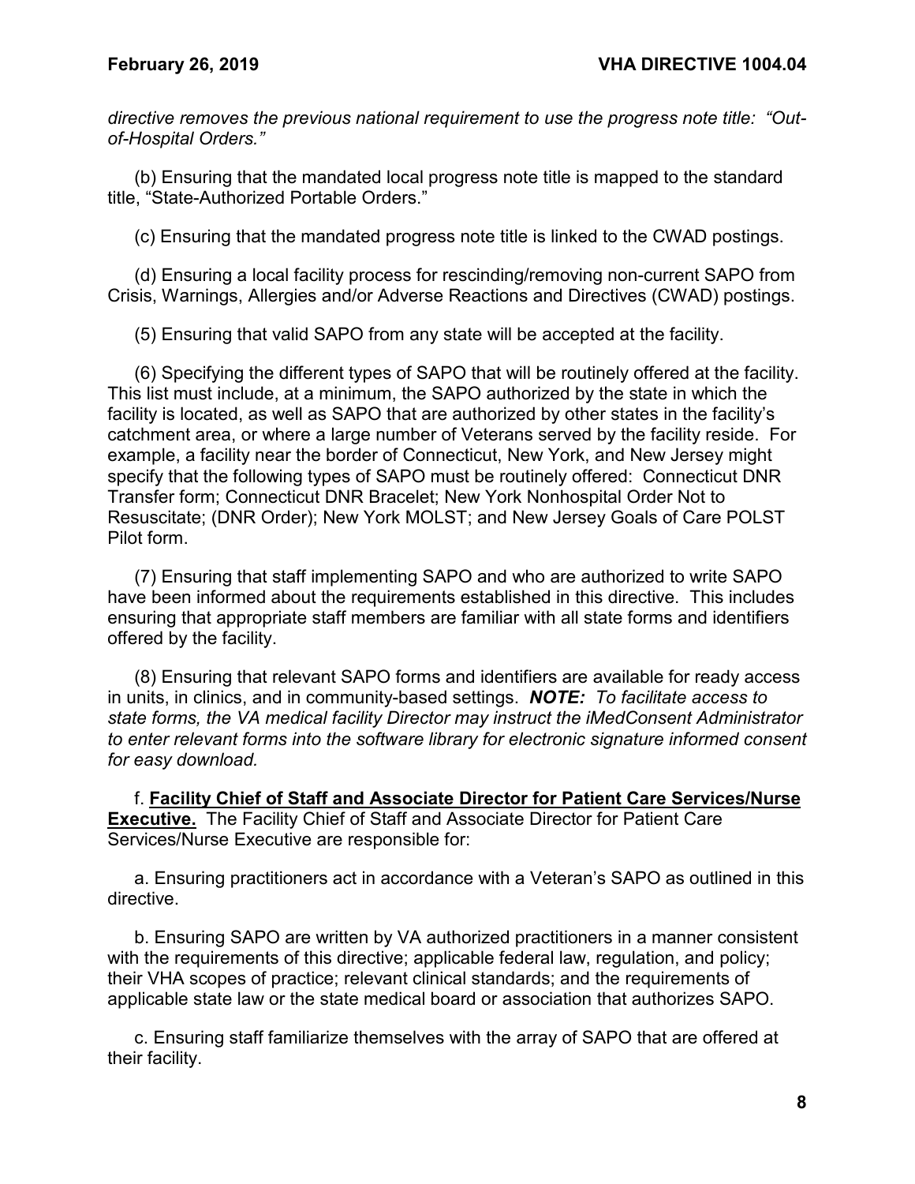*directive removes the previous national requirement to use the progress note title: "Out-of-Hospital Orders."*

(b) Ensuring that the mandated local progress note title is mapped to the standard title, "State-Authorized Portable Orders."

(c) Ensuring that the mandated progress note title is linked to the CWAD postings.

(d) Ensuring a local facility process for rescinding/removing non-current SAPO from Crisis, Warnings, Allergies and/or Adverse Reactions and Directives (CWAD) postings.

(5) Ensuring that valid SAPO from any state will be accepted at the facility.

(6) Specifying the different types of SAPO that will be routinely offered at the facility. This list must include, at a minimum, the SAPO authorized by the state in which the facility is located, as well as SAPO that are authorized by other states in the facility's catchment area, or where a large number of Veterans served by the facility reside. For example, a facility near the border of Connecticut, New York, and New Jersey might specify that the following types of SAPO must be routinely offered: Connecticut DNR Transfer form; Connecticut DNR Bracelet; New York Nonhospital Order Not to Resuscitate; (DNR Order); New York MOLST; and New Jersey Goals of Care POLST Pilot form.

(7) Ensuring that staff implementing SAPO and who are authorized to write SAPO have been informed about the requirements established in this directive. This includes ensuring that appropriate staff members are familiar with all state forms and identifiers offered by the facility.

(8) Ensuring that relevant SAPO forms and identifiers are available for ready access in units, in clinics, and in community-based settings. ***NOTE:*** *To facilitate access to state forms, the VA medical facility Director may instruct the iMedConsent Administrator to enter relevant forms into the software library for electronic signature informed consent for easy download.*

f. **Facility Chief of Staff and Associate Director for Patient Care Services/Nurse Executive.** The Facility Chief of Staff and Associate Director for Patient Care Services/Nurse Executive are responsible for:

a. Ensuring practitioners act in accordance with a Veteran's SAPO as outlined in this directive.

b. Ensuring SAPO are written by VA authorized practitioners in a manner consistent with the requirements of this directive; applicable federal law, regulation, and policy; their VHA scopes of practice; relevant clinical standards; and the requirements of applicable state law or the state medical board or association that authorizes SAPO.

c. Ensuring staff familiarize themselves with the array of SAPO that are offered at their facility.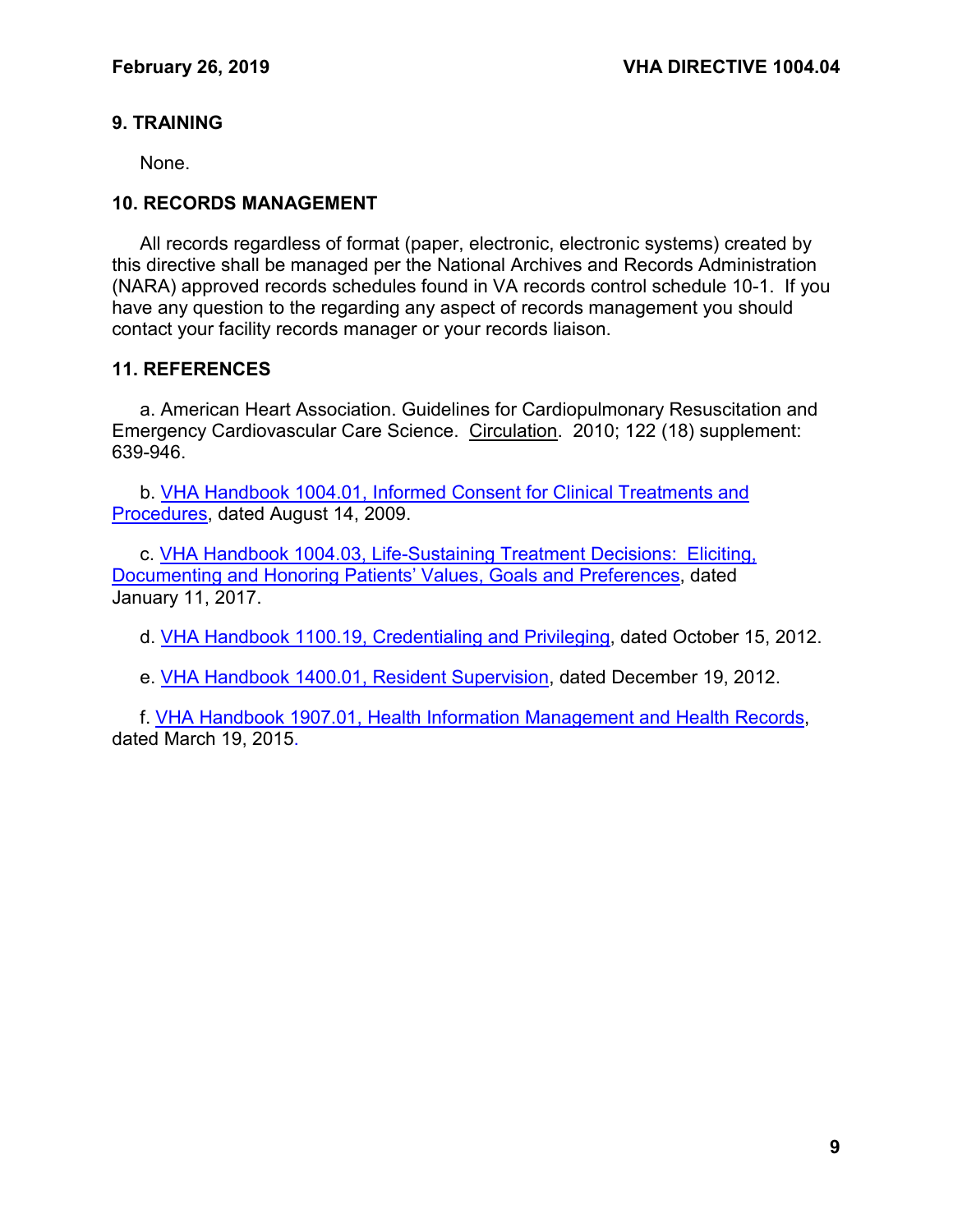## 9. TRAINING

None.

## 10. RECORDS MANAGEMENT

All records regardless of format (paper, electronic, electronic systems) created by this directive shall be managed per the National Archives and Records Administration (NARA) approved records schedules found in VA records control schedule 10-1. If you have any question to the regarding any aspect of records management you should contact your facility records manager or your records liaison.

## 11. REFERENCES

a. American Heart Association. Guidelines for Cardiopulmonary Resuscitation and Emergency Cardiovascular Care Science. Circulation. 2010; 122 (18) supplement: 639-946.

b. VHA Handbook 1004.01, Informed Consent for Clinical Treatments and Procedures, dated August 14, 2009.

c. VHA Handbook 1004.03, Life-Sustaining Treatment Decisions: Eliciting, Documenting and Honoring Patients' Values, Goals and Preferences, dated January 11, 2017.

d. VHA Handbook 1100.19, Credentialing and Privileging, dated October 15, 2012.

e. VHA Handbook 1400.01, Resident Supervision, dated December 19, 2012.

f. VHA Handbook 1907.01, Health Information Management and Health Records, dated March 19, 2015.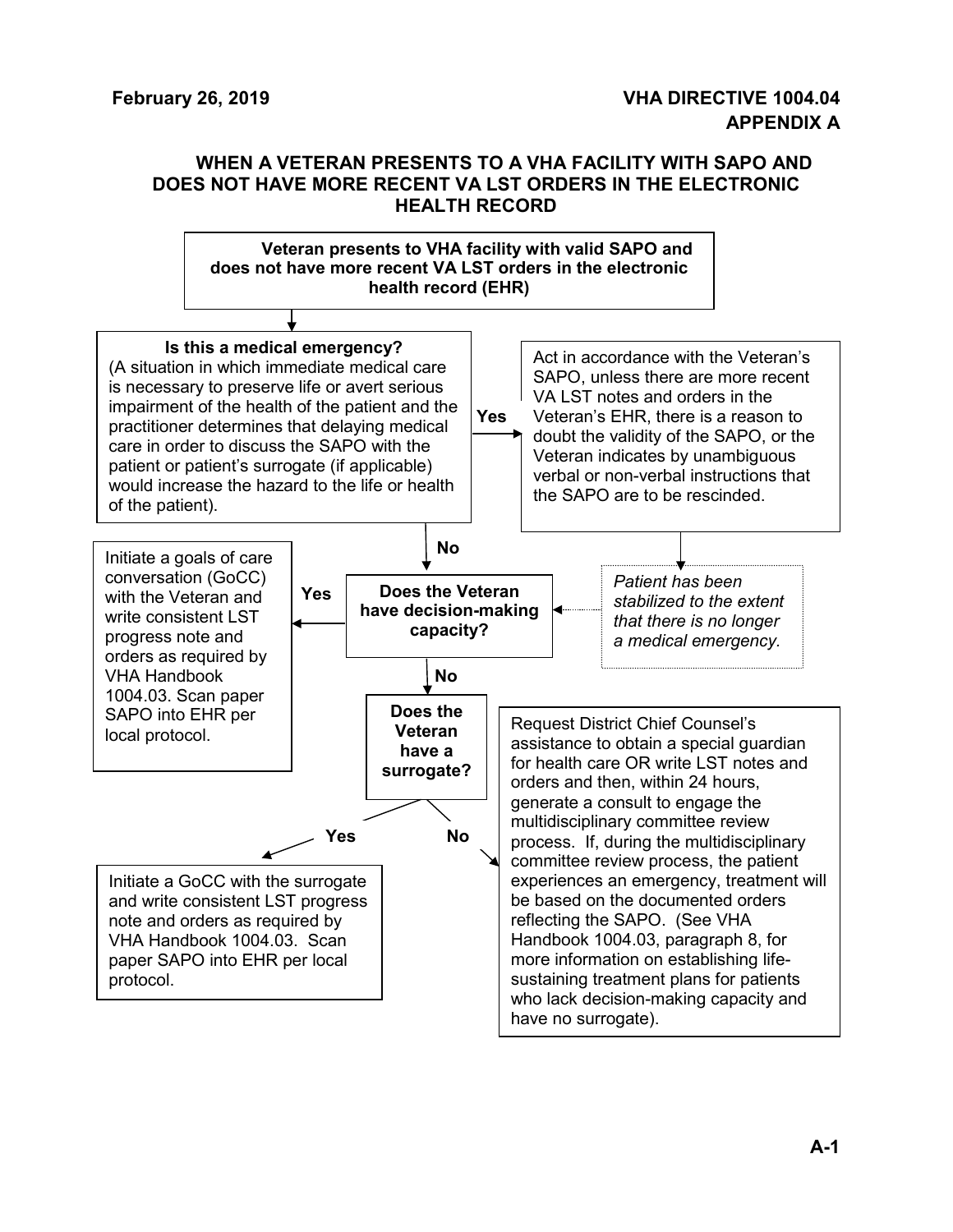## APPENDIX A

### WHEN A VETERAN PRESENTS TO A VHA FACILITY WITH SAPO AND DOES NOT HAVE MORE RECENT VA LST ORDERS IN THE ELECTRONIC HEALTH RECORD

**Veteran presents to VHA facility with valid SAPO and does not have more recent VA LST orders in the electronic health record (EHR)**

**Is this a medical emergency?**
(A situation in which immediate medical care is necessary to preserve life or avert serious impairment of the health of the patient and the practitioner determines that delaying medical care in order to discuss the SAPO with the patient or patient's surrogate (if applicable) would increase the hazard to the life or health of the patient).

Yes

Act in accordance with the Veteran's SAPO, unless there are more recent VA LST notes and orders in the Veteran's EHR, there is a reason to doubt the validity of the SAPO, or the Veteran indicates by unambiguous verbal or non-verbal instructions that the SAPO are to be rescinded.

*Patient has been stabilized to the extent that there is no longer a medical emergency.*

No

**Does the Veteran have decision-making capacity?**

Yes

Initiate a goals of care conversation (GoCC) with the Veteran and write consistent LST progress note and orders as required by VHA Handbook 1004.03. Scan paper SAPO into EHR per local protocol.

No

**Does the Veteran have a surrogate?**

Yes

Initiate a GoCC with the surrogate and write consistent LST progress note and orders as required by VHA Handbook 1004.03. Scan paper SAPO into EHR per local protocol.

No

Request District Chief Counsel's assistance to obtain a special guardian for health care OR write LST notes and orders and then, within 24 hours, generate a consult to engage the multidisciplinary committee review process. If, during the multidisciplinary committee review process, the patient experiences an emergency, treatment will be based on the documented orders reflecting the SAPO. (See VHA Handbook 1004.03, paragraph 8, for more information on establishing life-sustaining treatment plans for patients who lack decision-making capacity and have no surrogate).